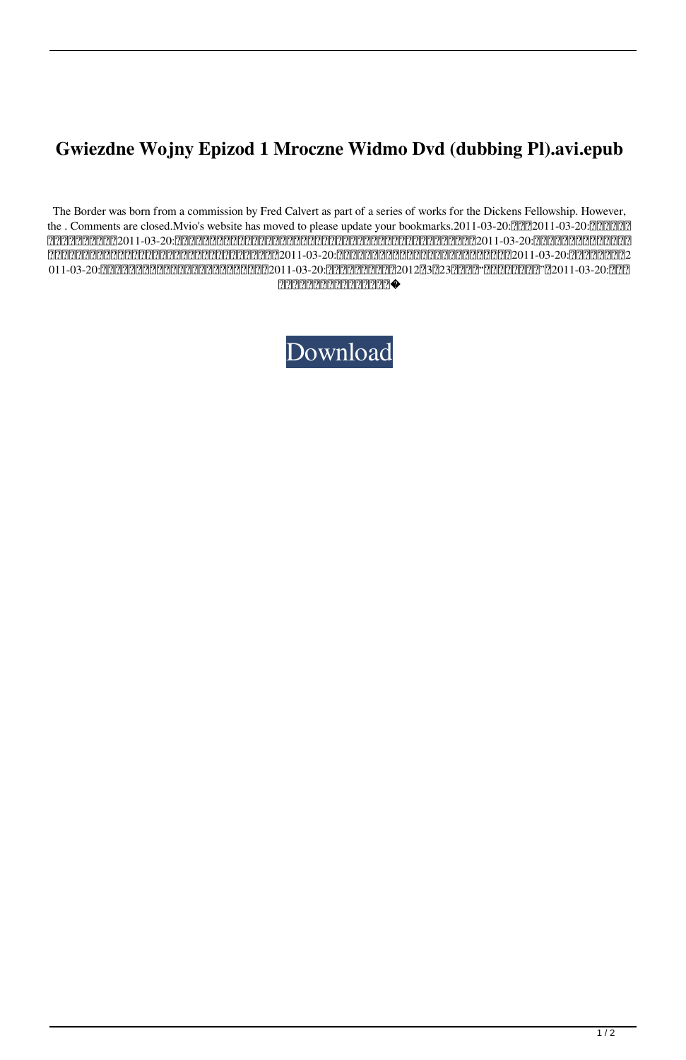## **Gwiezdne Wojny Epizod 1 Mroczne Widmo Dvd (dubbing Pl).avi.epub**

The Border was born from a commission by Fred Calvert as part of a series of works for the Dickens Fellowship. However, the . Comments are closed.Mvio's website has moved to please update your bookmarks.2011-03-20: $\boxed{2012011-03-20:}\boxed{202011-03-20:}$  $[2] \textbf{2} \textbf{2} \textbf{2} \textbf{2} \textbf{2} \textbf{2} \textbf{2} \textbf{2} \textbf{2} \textbf{2} \textbf{2} \textbf{2} \textbf{2} \textbf{2} \textbf{2} \textbf{2} \textbf{2} \textbf{2} \textbf{2} \textbf{2} \textbf{2} \textbf{2} \textbf{2} \textbf{2} \textbf{2} \textbf{2} \textbf{2} \textbf{2} \textbf{2} \textbf{2} \textbf{2} \textbf{2} \textbf{2} \textbf{2} \textbf{2} \textbf{2} \$  $[2] \begin{bmatrix} 2] \begin{bmatrix} 2] \end{bmatrix} \begin{bmatrix} 2] \end{bmatrix} \begin{bmatrix} 2] \end{bmatrix} \begin{bmatrix} 2] \end{bmatrix} \begin{bmatrix} 2] \end{bmatrix} \begin{bmatrix} 2] \end{bmatrix} \begin{bmatrix} 2] \end{bmatrix} \begin{bmatrix} 2] \end{bmatrix} \begin{bmatrix} 2] \end{bmatrix} \begin{bmatrix} 2] \end{bmatrix} \begin{bmatrix} 2] \end{bmatrix} \begin{bmatrix} 2] \end{bmatrix} \begin{bmatrix} 2] \end{bmatrix} \begin{bmatrix} 2] \end{b$ 011-03-20:・・・这个更长的翻译文,是在《》《的》后面说的。2011-03-20:・・・《》《的》是在2012年3月23日发表的"《》不能放过去的"。2011-03-20:・・・  $2222222222$